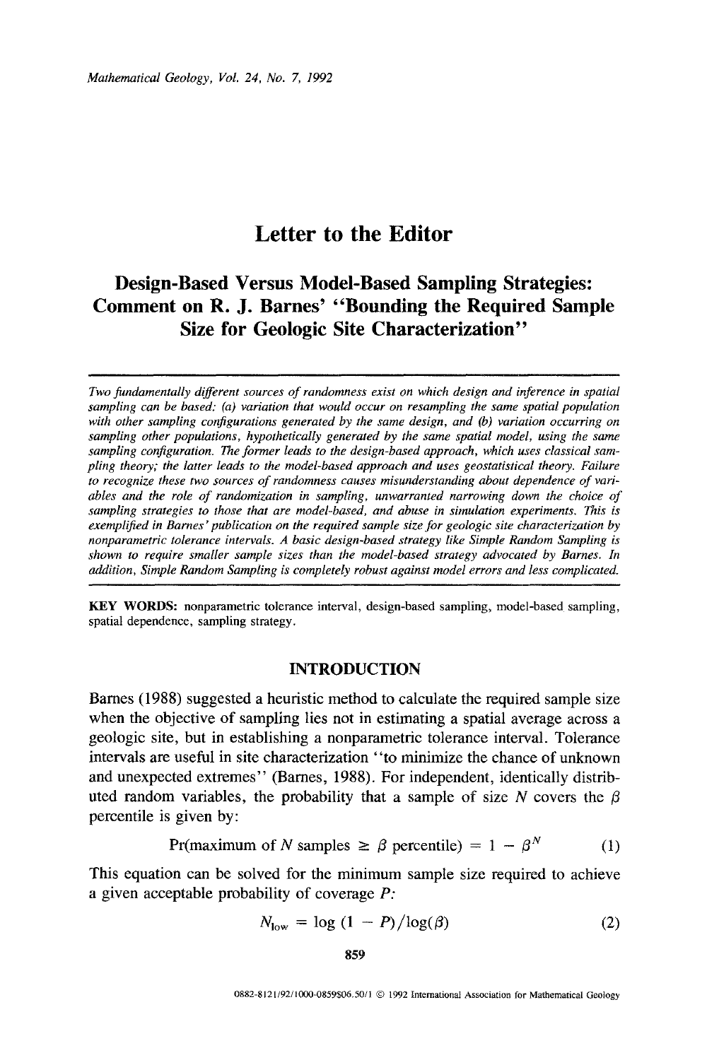# Letter to the Editor

## Design-Based Versus Model-Based Sampling Strategies: Comment on R. J. Barnes' "Bounding the Required Sample Size for Geologic Site Characterization"

*Two fundamentally different sources of randomness exist on which design and inference in spatial sampling can be based: (a) variation that would occur on resampling the same spatial population with other sampling configurations generated by the same design, and (b) variation occurring on sampling other populations, hypothetically generated by the same spatial model, using the same sampling configuration. The former leads to the design-based approach, which uses classical sampling theory; the latter leads to the model-based approach and uses geostatistical theory. Failure to recognize these two sources of randomness causes misunderstanding about dependence of variables and the role of randomization in sampling, unwarranted narrowing down the choice of sampling strategies to those that are model-based, and abuse in simulation experiments. This is exemplified in Barnes' publication on the required sample size for geologic site characterization by nonparametric tolerance intervals. A basic design-based strategy like Simple Random Sampling is shown to require smaller sample sizes than the model-based strategy advocated by Barnes. In addition, Simple Random Sampling is completely robust against model errors and less complicated.*

**KEY WORDS:** nonparametric tolerance interval, design-based sampling, model-based sampling, spatial dependence, sampling strategy.

## INTRODUCTION

Barnes (1988) suggested a heuristic method to calculate the required sample size when the objective of sampling lies not in estimating a spatial average across a geologic site, but in establishing a nonparametric tolerance interval. Tolerance intervals are useful in site characterization "to minimize the chance of unknown and unexpected extremes" (Barnes, 1988). For independent, identically distributed random variables, the probability that a sample of size $N$ covers the $\beta$ percentile is given by:

$$\Pr(\text{maximum of } N \text{ samples} \geq \beta \text{ percentile}) = 1 - \beta^N \qquad (1)$$

This equation can be solved for the minimum sample size required to achieve a given acceptable probability of coverage $P$:

$$N_{\text{low}} = \log(1 - P)/\log(\beta) \qquad (2)$$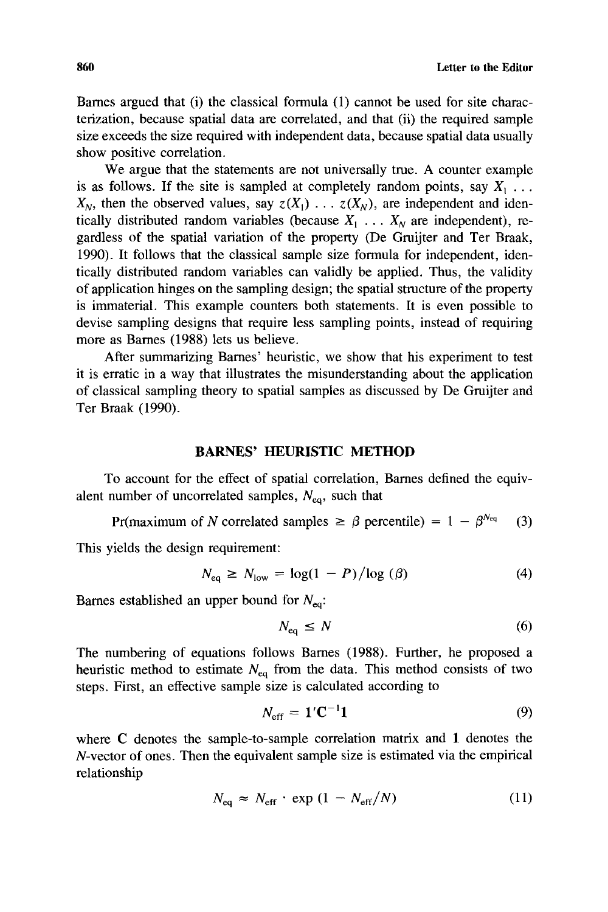Barnes argued that (i) the classical formula (1) cannot be used for site characterization, because spatial data are correlated, and that (ii) the required sample size exceeds the size required with independent data, because spatial data usually show positive correlation.

We argue that the statements are not universally true. A counter example is as follows. If the site is sampled at completely random points, say $X_1 \ldots X_N$, then the observed values, say $z(X_1) \ldots z(X_N)$, are independent and identically distributed random variables (because $X_1 \ldots X_N$ are independent), regardless of the spatial variation of the property (De Gruijter and Ter Braak, 1990). It follows that the classical sample size formula for independent, identically distributed random variables can validly be applied. Thus, the validity of application hinges on the sampling design; the spatial structure of the property is immaterial. This example counters both statements. It is even possible to devise sampling designs that require less sampling points, instead of requiring more as Barnes (1988) lets us believe.

After summarizing Barnes' heuristic, we show that his experiment to test it is erratic in a way that illustrates the misunderstanding about the application of classical sampling theory to spatial samples as discussed by De Gruijter and Ter Braak (1990).

## BARNES' HEURISTIC METHOD

To account for the effect of spatial correlation, Barnes defined the equivalent number of uncorrelated samples, $N_{eq}$, such that

$$\text{Pr(maximum of } N \text{ correlated samples} \geq \beta \text{ percentile)} = 1 - \beta^{N_{eq}} \quad (3)$$

This yields the design requirement:

$$N_{eq} \geq N_{low} = \log(1 - P)/\log(\beta) \quad (4)$$

Barnes established an upper bound for $N_{eq}$:

$$N_{eq} \leq N \quad (6)$$

The numbering of equations follows Barnes (1988). Further, he proposed a heuristic method to estimate $N_{eq}$ from the data. This method consists of two steps. First, an effective sample size is calculated according to

$$N_{eff} = \mathbf{1}'\mathbf{C}^{-1}\mathbf{1} \quad (9)$$

where $\mathbf{C}$ denotes the sample-to-sample correlation matrix and $\mathbf{1}$ denotes the $N$-vector of ones. Then the equivalent sample size is estimated via the empirical relationship

$$N_{eq} \approx N_{eff} \cdot \exp(1 - N_{eff}/N) \quad (11)$$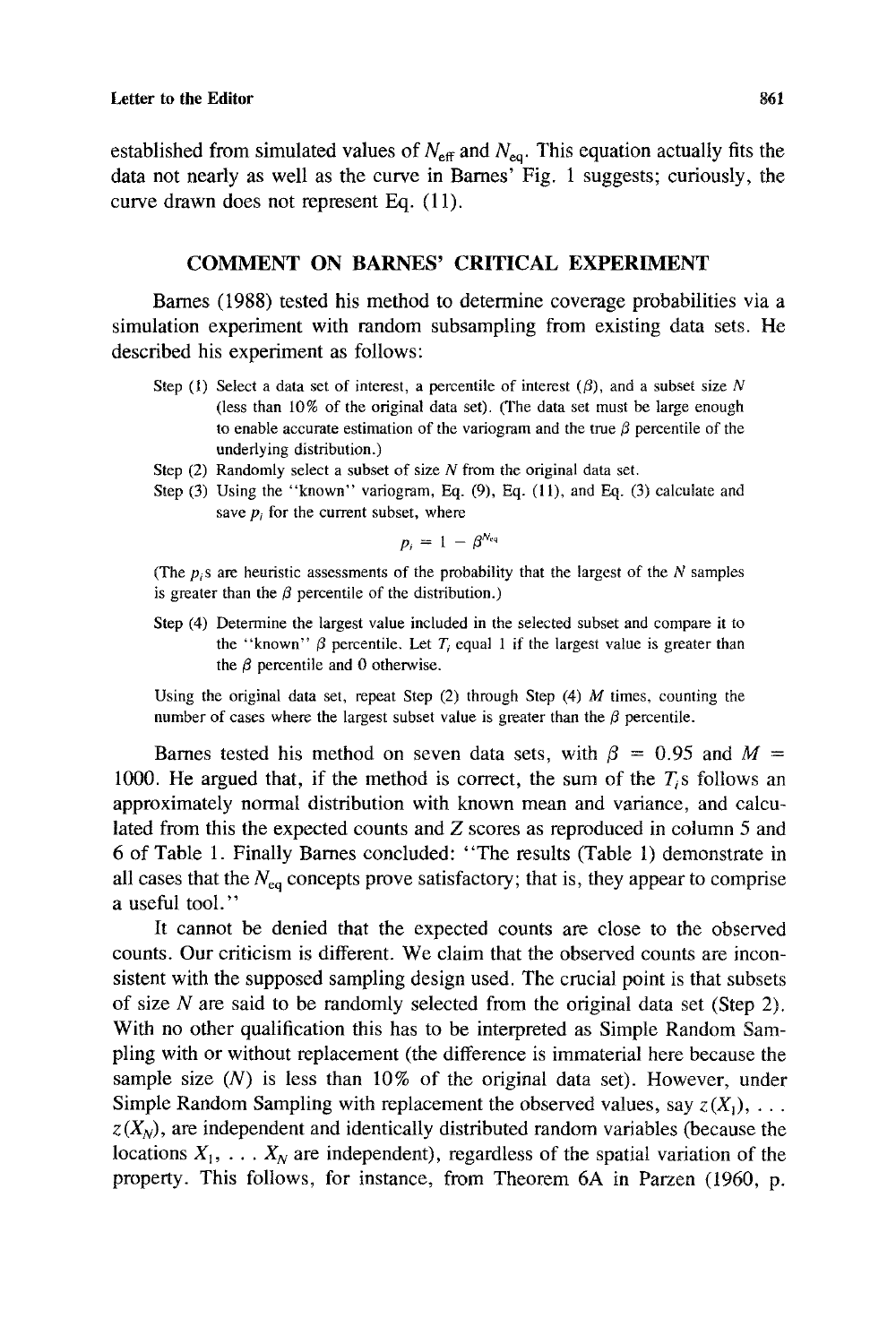established from simulated values of $N_{\mathrm{eff}}$ and $N_{\mathrm{eq}}$. This equation actually fits the data not nearly as well as the curve in Barnes' Fig. 1 suggests; curiously, the curve drawn does not represent Eq. (11).

## COMMENT ON BARNES' CRITICAL EXPERIMENT

Barnes (1988) tested his method to determine coverage probabilities via a simulation experiment with random subsampling from existing data sets. He described his experiment as follows:

> Step (1) Select a data set of interest, a percentile of interest ($\beta$), and a subset size $N$ (less than 10% of the original data set). (The data set must be large enough to enable accurate estimation of the variogram and the true $\beta$ percentile of the underlying distribution.)
>
> Step (2) Randomly select a subset of size $N$ from the original data set.
>
> Step (3) Using the "known" variogram, Eq. (9), Eq. (11), and Eq. (3) calculate and save $p_i$ for the current subset, where
>
> $$p_i = 1 - \beta^{N_{\mathrm{eq}}}$$
>
> (The $p_i$s are heuristic assessments of the probability that the largest of the $N$ samples is greater than the $\beta$ percentile of the distribution.)
>
> Step (4) Determine the largest value included in the selected subset and compare it to the "known" $\beta$ percentile. Let $T_i$ equal 1 if the largest value is greater than the $\beta$ percentile and 0 otherwise.
>
> Using the original data set, repeat Step (2) through Step (4) $M$ times, counting the number of cases where the largest subset value is greater than the $\beta$ percentile.

Barnes tested his method on seven data sets, with $\beta = 0.95$ and $M = 1000$. He argued that, if the method is correct, the sum of the $T_i$s follows an approximately normal distribution with known mean and variance, and calculated from this the expected counts and $Z$ scores as reproduced in column 5 and 6 of Table 1. Finally Barnes concluded: "The results (Table 1) demonstrate in all cases that the $N_{\mathrm{eq}}$ concepts prove satisfactory; that is, they appear to comprise a useful tool."

It cannot be denied that the expected counts are close to the observed counts. Our criticism is different. We claim that the observed counts are inconsistent with the supposed sampling design used. The crucial point is that subsets of size $N$ are said to be randomly selected from the original data set (Step 2). With no other qualification this has to be interpreted as Simple Random Sampling with or without replacement (the difference is immaterial here because the sample size ($N$) is less than 10% of the original data set). However, under Simple Random Sampling with replacement the observed values, say $z(X_1), \ldots z(X_N)$, are independent and identically distributed random variables (because the locations $X_1, \ldots X_N$ are independent), regardless of the spatial variation of the property. This follows, for instance, from Theorem 6A in Parzen (1960, p.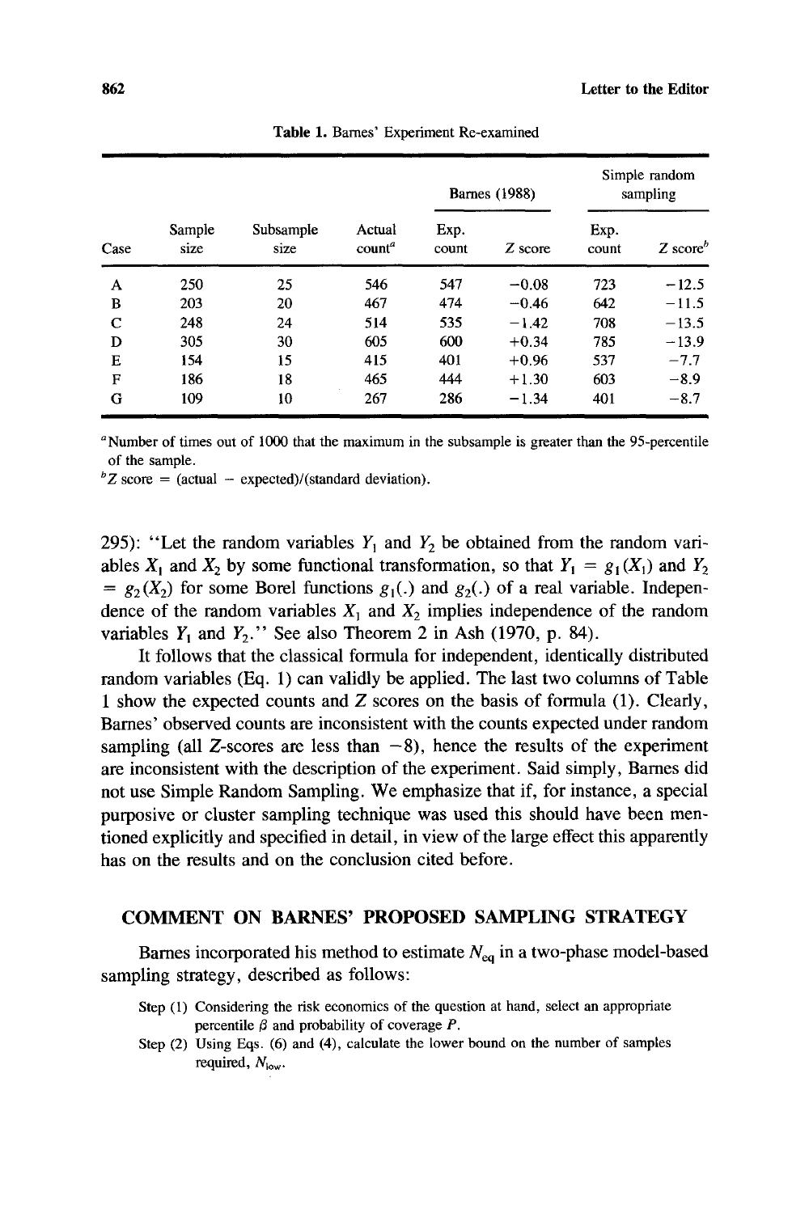**Table 1.** Barnes' Experiment Re-examined

| | | | | Barnes (1988) | | Simple random sampling | |
|---|---|---|---|---|---|---|---|
| Case | Sample size | Subsample size | Actual count[a] | Exp. count | Z score | Exp. count | Z score[b] |
| A | 250 | 25 | 546 | 547 | −0.08 | 723 | −12.5 |
| B | 203 | 20 | 467 | 474 | −0.46 | 642 | −11.5 |
| C | 248 | 24 | 514 | 535 | −1.42 | 708 | −13.5 |
| D | 305 | 30 | 605 | 600 | +0.34 | 785 | −13.9 |
| E | 154 | 15 | 415 | 401 | +0.96 | 537 | −7.7 |
| F | 186 | 18 | 465 | 444 | +1.30 | 603 | −8.9 |
| G | 109 | 10 | 267 | 286 | −1.34 | 401 | −8.7 |

[a] Number of times out of 1000 that the maximum in the subsample is greater than the 95-percentile of the sample.
[b] Z score = (actual − expected)/(standard deviation).

295): "Let the random variables $Y_1$ and $Y_2$ be obtained from the random variables $X_1$ and $X_2$ by some functional transformation, so that $Y_1 = g_1(X_1)$ and $Y_2 = g_2(X_2)$ for some Borel functions $g_1(.)$ and $g_2(.)$ of a real variable. Independence of the random variables $X_1$ and $X_2$ implies independence of the random variables $Y_1$ and $Y_2$." See also Theorem 2 in Ash (1970, p. 84).

It follows that the classical formula for independent, identically distributed random variables (Eq. 1) can validly be applied. The last two columns of Table 1 show the expected counts and Z scores on the basis of formula (1). Clearly, Barnes' observed counts are inconsistent with the counts expected under random sampling (all Z-scores are less than −8), hence the results of the experiment are inconsistent with the description of the experiment. Said simply, Barnes did not use Simple Random Sampling. We emphasize that if, for instance, a special purposive or cluster sampling technique was used this should have been mentioned explicitly and specified in detail, in view of the large effect this apparently has on the results and on the conclusion cited before.

## COMMENT ON BARNES' PROPOSED SAMPLING STRATEGY

Barnes incorporated his method to estimate $N_{eq}$ in a two-phase model-based sampling strategy, described as follows:

Step (1) Considering the risk economics of the question at hand, select an appropriate percentile $\beta$ and probability of coverage $P$.

Step (2) Using Eqs. (6) and (4), calculate the lower bound on the number of samples required, $N_{low}$.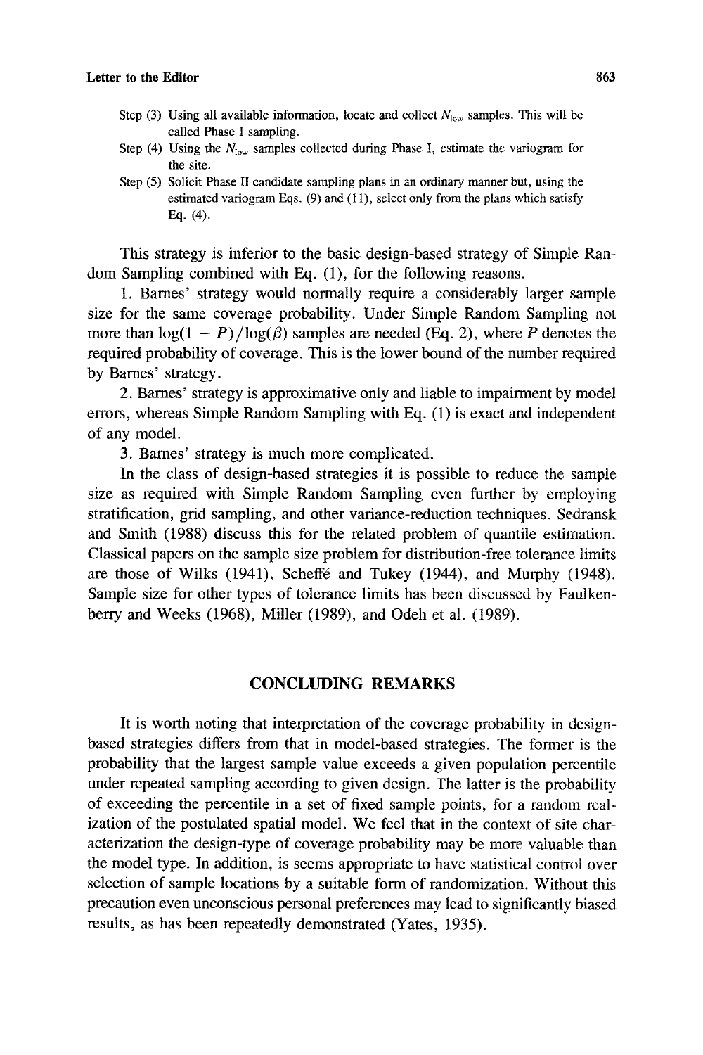Step (3) Using all available information, locate and collect $N_{low}$ samples. This will be called Phase I sampling.

Step (4) Using the $N_{low}$ samples collected during Phase I, estimate the variogram for the site.

Step (5) Solicit Phase II candidate sampling plans in an ordinary manner but, using the estimated variogram Eqs. (9) and (11), select only from the plans which satisfy Eq. (4).

This strategy is inferior to the basic design-based strategy of Simple Random Sampling combined with Eq. (1), for the following reasons.

1. Barnes' strategy would normally require a considerably larger sample size for the same coverage probability. Under Simple Random Sampling not more than $\log(1 - P)/\log(\beta)$ samples are needed (Eq. 2), where $P$ denotes the required probability of coverage. This is the lower bound of the number required by Barnes' strategy.

2. Barnes' strategy is approximative only and liable to impairment by model errors, whereas Simple Random Sampling with Eq. (1) is exact and independent of any model.

3. Barnes' strategy is much more complicated.

In the class of design-based strategies it is possible to reduce the sample size as required with Simple Random Sampling even further by employing stratification, grid sampling, and other variance-reduction techniques. Sedransk and Smith (1988) discuss this for the related problem of quantile estimation. Classical papers on the sample size problem for distribution-free tolerance limits are those of Wilks (1941), Scheffé and Tukey (1944), and Murphy (1948). Sample size for other types of tolerance limits has been discussed by Faulkenberry and Weeks (1968), Miller (1989), and Odeh et al. (1989).

## CONCLUDING REMARKS

It is worth noting that interpretation of the coverage probability in design-based strategies differs from that in model-based strategies. The former is the probability that the largest sample value exceeds a given population percentile under repeated sampling according to given design. The latter is the probability of exceeding the percentile in a set of fixed sample points, for a random realization of the postulated spatial model. We feel that in the context of site characterization the design-type of coverage probability may be more valuable than the model type. In addition, is seems appropriate to have statistical control over selection of sample locations by a suitable form of randomization. Without this precaution even unconscious personal preferences may lead to significantly biased results, as has been repeatedly demonstrated (Yates, 1935).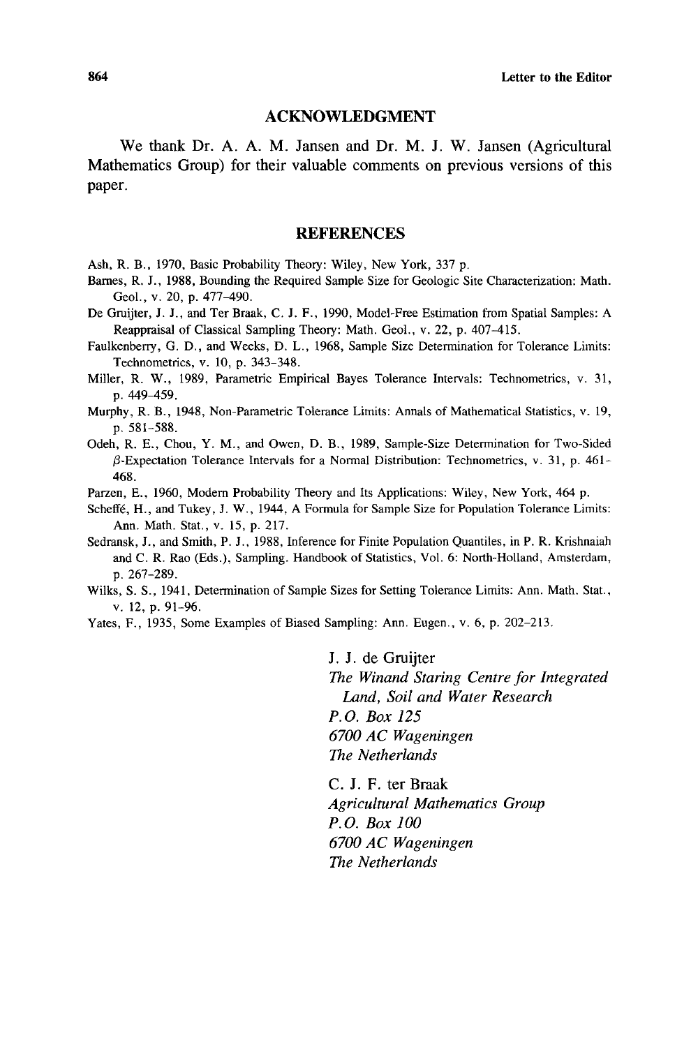## ACKNOWLEDGMENT

We thank Dr. A. A. M. Jansen and Dr. M. J. W. Jansen (Agricultural Mathematics Group) for their valuable comments on previous versions of this paper.

## REFERENCES

Ash, R. B., 1970, Basic Probability Theory: Wiley, New York, 337 p.

Barnes, R. J., 1988, Bounding the Required Sample Size for Geologic Site Characterization: Math. Geol., v. 20, p. 477–490.

De Gruijter, J. J., and Ter Braak, C. J. F., 1990, Model-Free Estimation from Spatial Samples: A Reappraisal of Classical Sampling Theory: Math. Geol., v. 22, p. 407–415.

Faulkenberry, G. D., and Weeks, D. L., 1968, Sample Size Determination for Tolerance Limits: Technometrics, v. 10, p. 343–348.

Miller, R. W., 1989, Parametric Empirical Bayes Tolerance Intervals: Technometrics, v. 31, p. 449–459.

Murphy, R. B., 1948, Non-Parametric Tolerance Limits: Annals of Mathematical Statistics, v. 19, p. 581–588.

Odeh, R. E., Chou, Y. M., and Owen, D. B., 1989, Sample-Size Determination for Two-Sided $\beta$-Expectation Tolerance Intervals for a Normal Distribution: Technometrics, v. 31, p. 461–468.

Parzen, E., 1960, Modern Probability Theory and Its Applications: Wiley, New York, 464 p.

Scheffé, H., and Tukey, J. W., 1944, A Formula for Sample Size for Population Tolerance Limits: Ann. Math. Stat., v. 15, p. 217.

Sedransk, J., and Smith, P. J., 1988, Inference for Finite Population Quantiles, in P. R. Krishnaiah and C. R. Rao (Eds.), Sampling. Handbook of Statistics, Vol. 6: North-Holland, Amsterdam, p. 267–289.

Wilks, S. S., 1941, Determination of Sample Sizes for Setting Tolerance Limits: Ann. Math. Stat., v. 12, p. 91–96.

Yates, F., 1935, Some Examples of Biased Sampling: Ann. Eugen., v. 6, p. 202–213.

J. J. de Gruijter
*The Winand Staring Centre for Integrated Land, Soil and Water Research*
*P.O. Box 125*
*6700 AC Wageningen*
*The Netherlands*

C. J. F. ter Braak
*Agricultural Mathematics Group*
*P.O. Box 100*
*6700 AC Wageningen*
*The Netherlands*